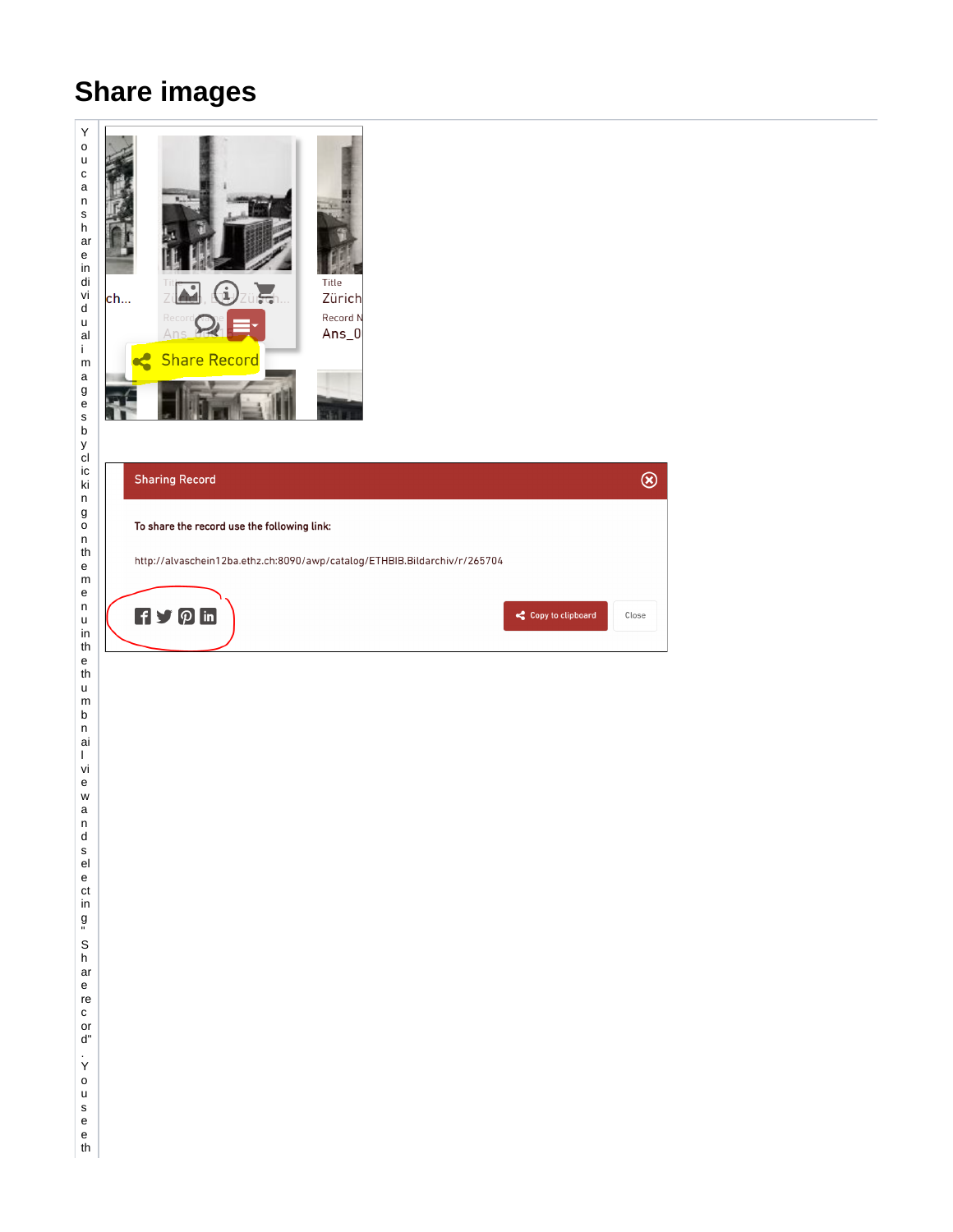# Share images

| | |
|---|---|
| You can share individual images by clicking on the menu in the thumbnail view and selecting "Share record". You see th | |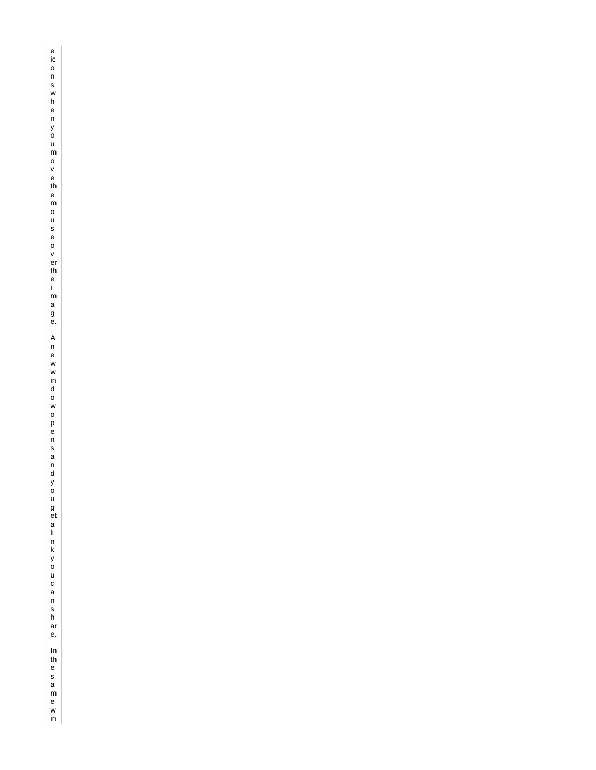e icons when you move the mouse over the image.

A new window opens and you get a link you can share.

In the same win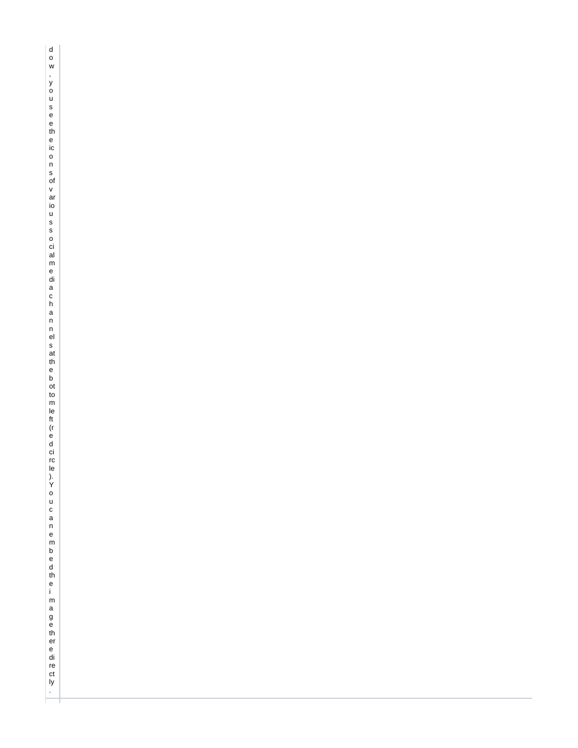dow, you see the icons of various social media channels at the bottom left (red circle). You can embed the image there directly.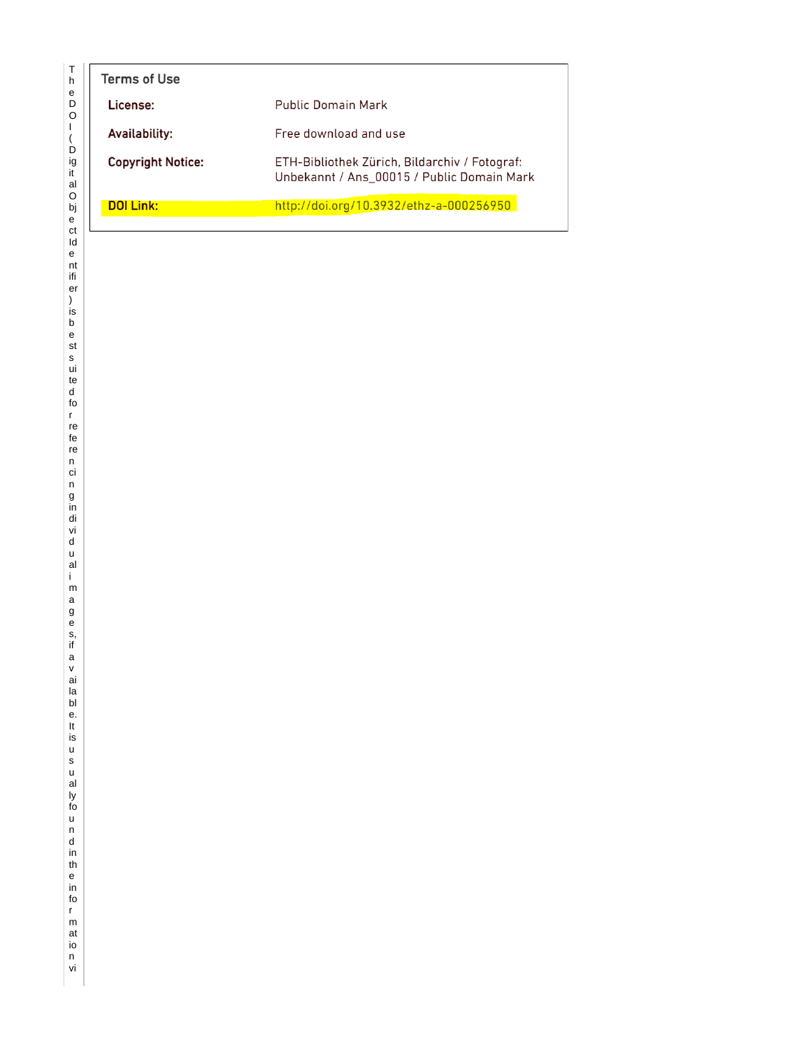The DOI (Digital Object Identifier) is best suited for referencing individual images, if available. It is usually found in the information vi

## Terms of Use

| | |
|---|---|
| **License:** | Public Domain Mark |
| **Availability:** | Free download and use |
| **Copyright Notice:** | ETH-Bibliothek Zürich, Bildarchiv / Fotograf: Unbekannt / Ans_00015 / Public Domain Mark |
| **DOI Link:** | http://doi.org/10.3932/ethz-a-000256950 |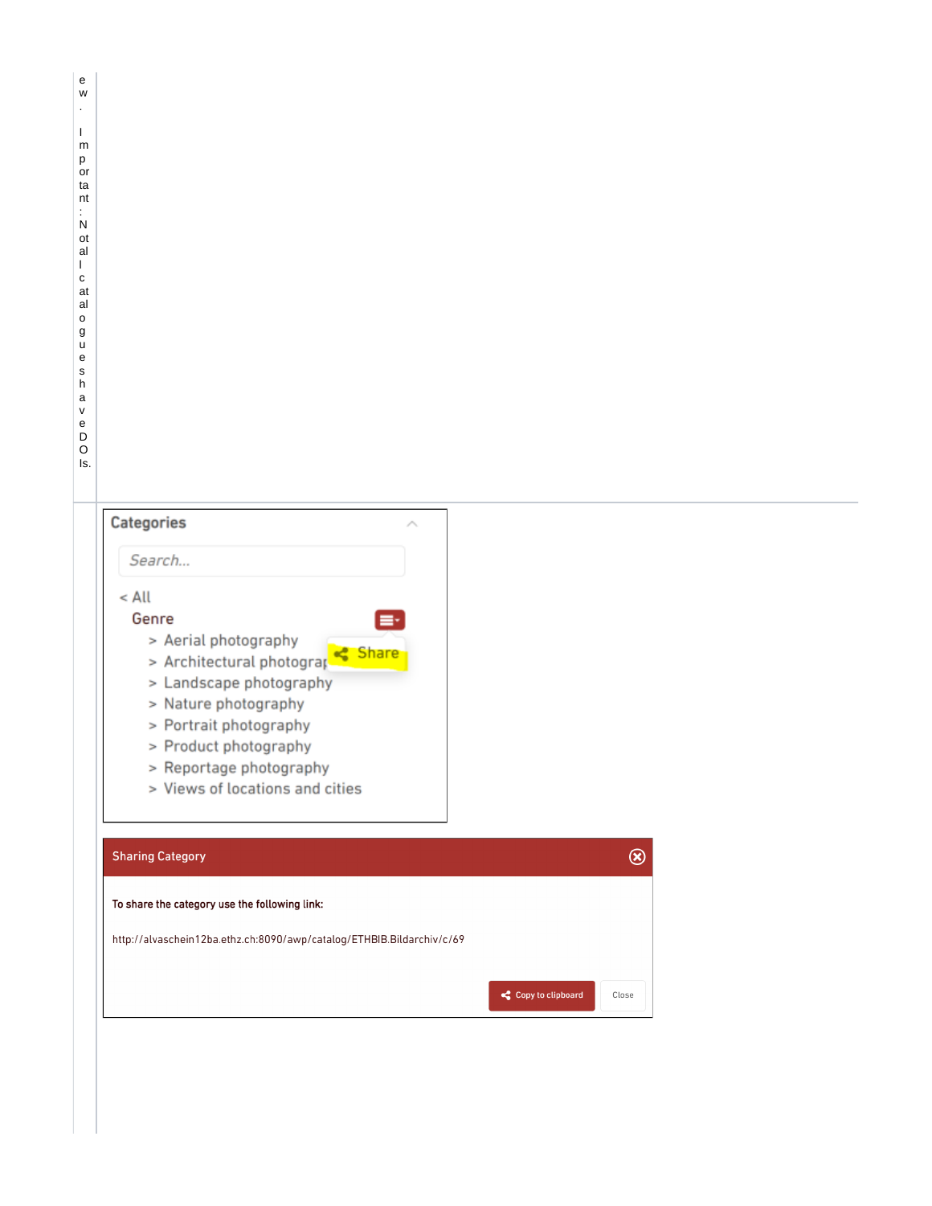ew.

Important: Not all catalogues have DOIs.

Categories

Search...

< All

Genre

> Aerial photography

> Architectural photography

> Landscape photography

> Nature photography

> Portrait photography

> Product photography

> Reportage photography

> Views of locations and cities

Share

Sharing Category

To share the category use the following link:

http://alvaschein12ba.ethz.ch:8090/awp/catalog/ETHBIB.Bildarchiv/c/69

Copy to clipboard

Close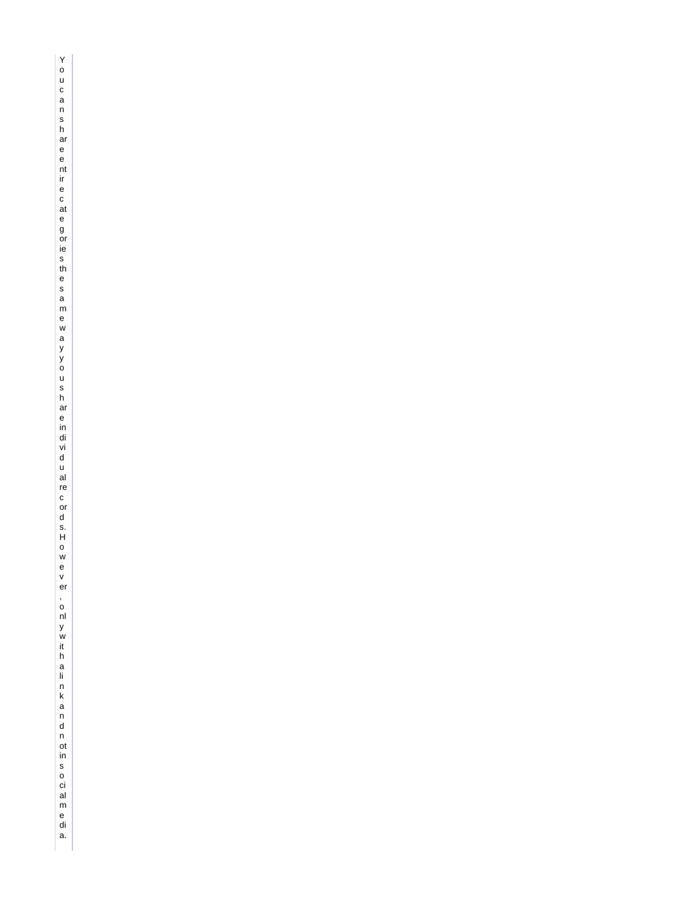You can share entire categories the same way you share individual records. However, only with a link and not in social media.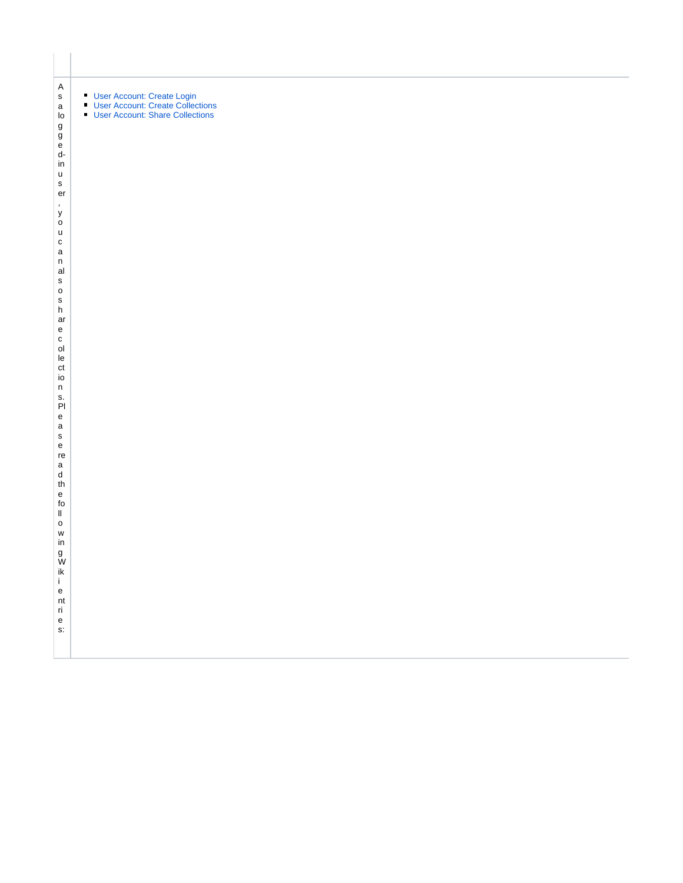| | |
|---|---|
| As a logged-in user, you can also share collections. Please read the following Wiki entries: | - User Account: Create Login<br>- User Account: Create Collections<br>- User Account: Share Collections |